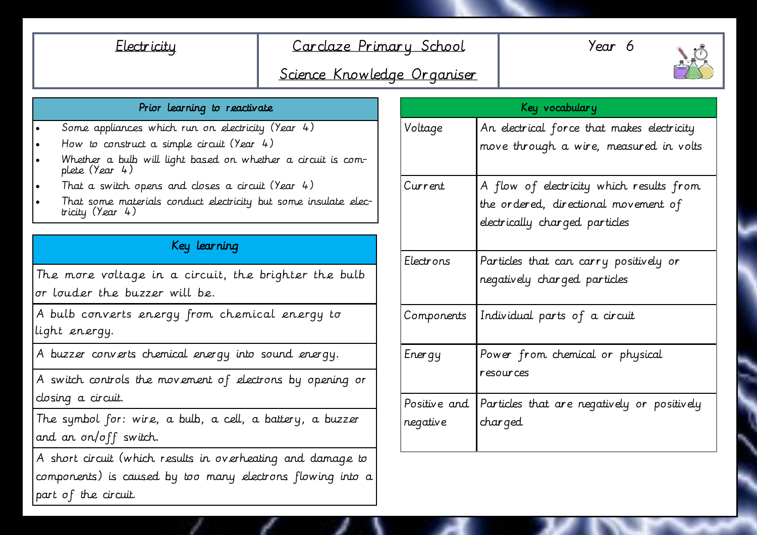| Electricity | Carclaze Primary School<br>Science Knowledge Organiser | Year 6 |
|---|---|---|

## Prior learning to reactivate

- Some appliances which run on electricity (Year 4)
- How to construct a simple circuit (Year 4)
- Whether a bulb will light based on whether a circuit is complete (Year 4)
- That a switch opens and closes a circuit (Year 4)
- That some materials conduct electricity but some insulate electricity (Year 4)

## Key learning

| Key learning |
|---|
| The more voltage in a circuit, the brighter the bulb or louder the buzzer will be. |
| A bulb converts energy from chemical energy to light energy. |
| A buzzer converts chemical energy into sound energy. |
| A switch controls the movement of electrons by opening or closing a circuit. |
| The symbol for: wire, a bulb, a cell, a battery, a buzzer and an on/off switch. |
| A short circuit (which results in overheating and damage to components) is caused by too many electrons flowing into a part of the circuit. |

## Key vocabulary

| Term | Definition |
|---|---|
| Voltage | An electrical force that makes electricity move through a wire, measured in volts |
| Current | A flow of electricity which results from the ordered, directional movement of electrically charged particles |
| Electrons | Particles that can carry positively or negatively charged particles |
| Components | Individual parts of a circuit |
| Energy | Power from chemical or physical resources |
| Positive and negative | Particles that are negatively or positively charged |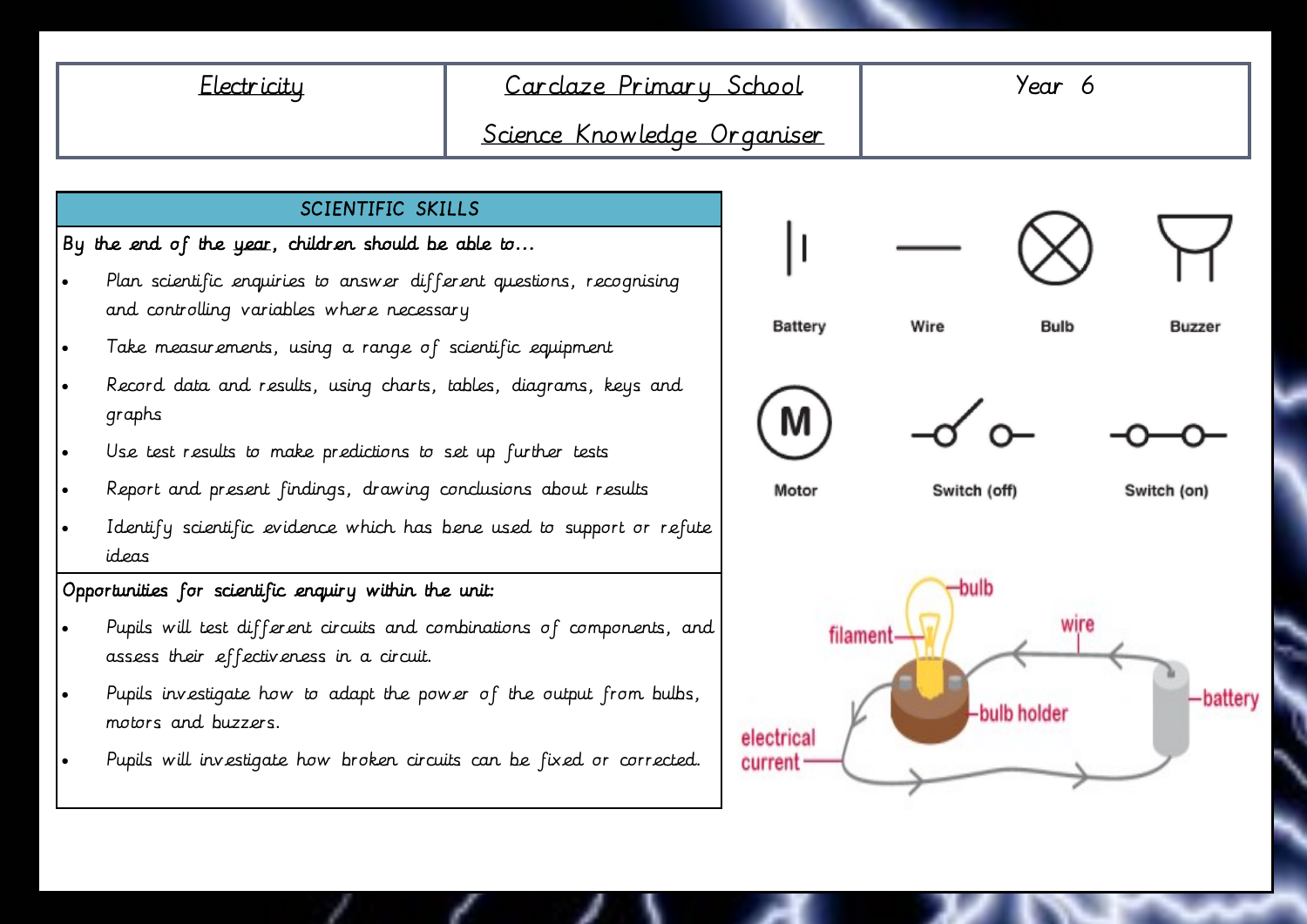| Electricity | Carclaze Primary School<br>Science Knowledge Organiser | Year 6 |
| --- | --- | --- |

## SCIENTIFIC SKILLS

By the end of the year, children should be able to…

- Plan scientific enquiries to answer different questions, recognising and controlling variables where necessary
- Take measurements, using a range of scientific equipment
- Record data and results, using charts, tables, diagrams, keys and graphs
- Use test results to make predictions to set up further tests
- Report and present findings, drawing conclusions about results
- Identify scientific evidence which has bene used to support or refute ideas

Opportunities for scientific enquiry within the unit:

- Pupils will test different circuits and combinations of components, and assess their effectiveness in a circuit.
- Pupils investigate how to adapt the power of the output from bulbs, motors and buzzers.
- Pupils will investigate how broken circuits can be fixed or corrected.

Battery

Wire

Bulb

Buzzer

Motor

Switch (off)

Switch (on)

bulb

filament

wire

battery

bulb holder

electrical current